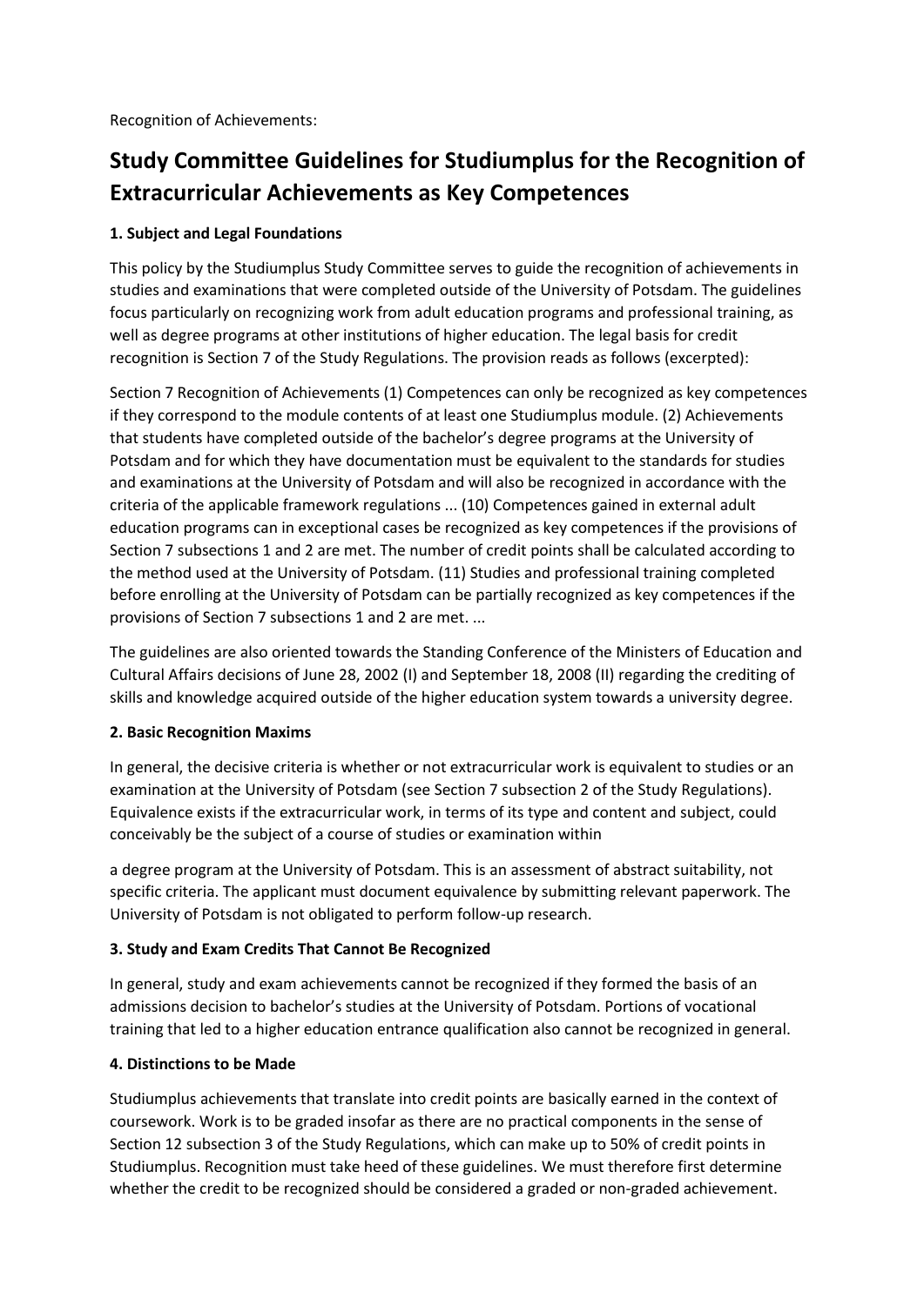Recognition of Achievements:

# Study Committee Guidelines for Studiumplus for the Recognition of Extracurricular Achievements as Key Competences

### 1. Subject and Legal Foundations

This policy by the Studiumplus Study Committee serves to guide the recognition of achievements in studies and examinations that were completed outside of the University of Potsdam. The guidelines focus particularly on recognizing work from adult education programs and professional training, as well as degree programs at other institutions of higher education. The legal basis for credit recognition is Section 7 of the Study Regulations. The provision reads as follows (excerpted):

Section 7 Recognition of Achievements (1) Competences can only be recognized as key competences if they correspond to the module contents of at least one Studiumplus module. (2) Achievements that students have completed outside of the bachelor's degree programs at the University of Potsdam and for which they have documentation must be equivalent to the standards for studies and examinations at the University of Potsdam and will also be recognized in accordance with the criteria of the applicable framework regulations ... (10) Competences gained in external adult education programs can in exceptional cases be recognized as key competences if the provisions of Section 7 subsections 1 and 2 are met. The number of credit points shall be calculated according to the method used at the University of Potsdam. (11) Studies and professional training completed before enrolling at the University of Potsdam can be partially recognized as key competences if the provisions of Section 7 subsections 1 and 2 are met. ...

The guidelines are also oriented towards the Standing Conference of the Ministers of Education and Cultural Affairs decisions of June 28, 2002 (I) and September 18, 2008 (II) regarding the crediting of skills and knowledge acquired outside of the higher education system towards a university degree.

### 2. Basic Recognition Maxims

In general, the decisive criteria is whether or not extracurricular work is equivalent to studies or an examination at the University of Potsdam (see Section 7 subsection 2 of the Study Regulations). Equivalence exists if the extracurricular work, in terms of its type and content and subject, could conceivably be the subject of a course of studies or examination within a degree program at the University of Potsdam. This is an assessment of abstract suitability, not specific criteria. The applicant must document equivalence by submitting relevant paperwork. The University of Potsdam is not obligated to perform follow-up research.

### 3. Study and Exam Credits That Cannot Be Recognized

In general, study and exam achievements cannot be recognized if they formed the basis of an admissions decision to bachelor's studies at the University of Potsdam. Portions of vocational training that led to a higher education entrance qualification also cannot be recognized in general.

### 4. Distinctions to be Made

Studiumplus achievements that translate into credit points are basically earned in the context of coursework. Work is to be graded insofar as there are no practical components in the sense of Section 12 subsection 3 of the Study Regulations, which can make up to 50% of credit points in Studiumplus. Recognition must take heed of these guidelines. We must therefore first determine whether the credit to be recognized should be considered a graded or non-graded achievement.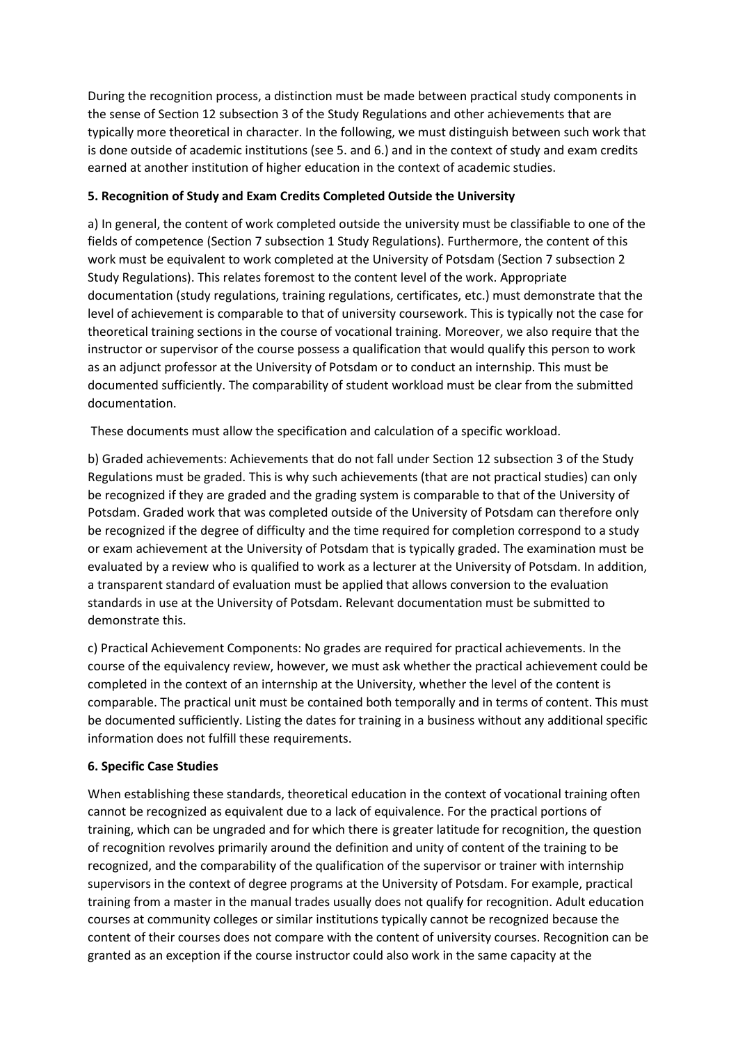During the recognition process, a distinction must be made between practical study components in the sense of Section 12 subsection 3 of the Study Regulations and other achievements that are typically more theoretical in character. In the following, we must distinguish between such work that is done outside of academic institutions (see 5. and 6.) and in the context of study and exam credits earned at another institution of higher education in the context of academic studies.

**5. Recognition of Study and Exam Credits Completed Outside the University**

a) In general, the content of work completed outside the university must be classifiable to one of the fields of competence (Section 7 subsection 1 Study Regulations). Furthermore, the content of this work must be equivalent to work completed at the University of Potsdam (Section 7 subsection 2 Study Regulations). This relates foremost to the content level of the work. Appropriate documentation (study regulations, training regulations, certificates, etc.) must demonstrate that the level of achievement is comparable to that of university coursework. This is typically not the case for theoretical training sections in the course of vocational training. Moreover, we also require that the instructor or supervisor of the course possess a qualification that would qualify this person to work as an adjunct professor at the University of Potsdam or to conduct an internship. This must be documented sufficiently. The comparability of student workload must be clear from the submitted documentation.

These documents must allow the specification and calculation of a specific workload.

b) Graded achievements: Achievements that do not fall under Section 12 subsection 3 of the Study Regulations must be graded. This is why such achievements (that are not practical studies) can only be recognized if they are graded and the grading system is comparable to that of the University of Potsdam. Graded work that was completed outside of the University of Potsdam can therefore only be recognized if the degree of difficulty and the time required for completion correspond to a study or exam achievement at the University of Potsdam that is typically graded. The examination must be evaluated by a review who is qualified to work as a lecturer at the University of Potsdam. In addition, a transparent standard of evaluation must be applied that allows conversion to the evaluation standards in use at the University of Potsdam. Relevant documentation must be submitted to demonstrate this.

c) Practical Achievement Components: No grades are required for practical achievements. In the course of the equivalency review, however, we must ask whether the practical achievement could be completed in the context of an internship at the University, whether the level of the content is comparable. The practical unit must be contained both temporally and in terms of content. This must be documented sufficiently. Listing the dates for training in a business without any additional specific information does not fulfill these requirements.

**6. Specific Case Studies**

When establishing these standards, theoretical education in the context of vocational training often cannot be recognized as equivalent due to a lack of equivalence. For the practical portions of training, which can be ungraded and for which there is greater latitude for recognition, the question of recognition revolves primarily around the definition and unity of content of the training to be recognized, and the comparability of the qualification of the supervisor or trainer with internship supervisors in the context of degree programs at the University of Potsdam. For example, practical training from a master in the manual trades usually does not qualify for recognition. Adult education courses at community colleges or similar institutions typically cannot be recognized because the content of their courses does not compare with the content of university courses. Recognition can be granted as an exception if the course instructor could also work in the same capacity at the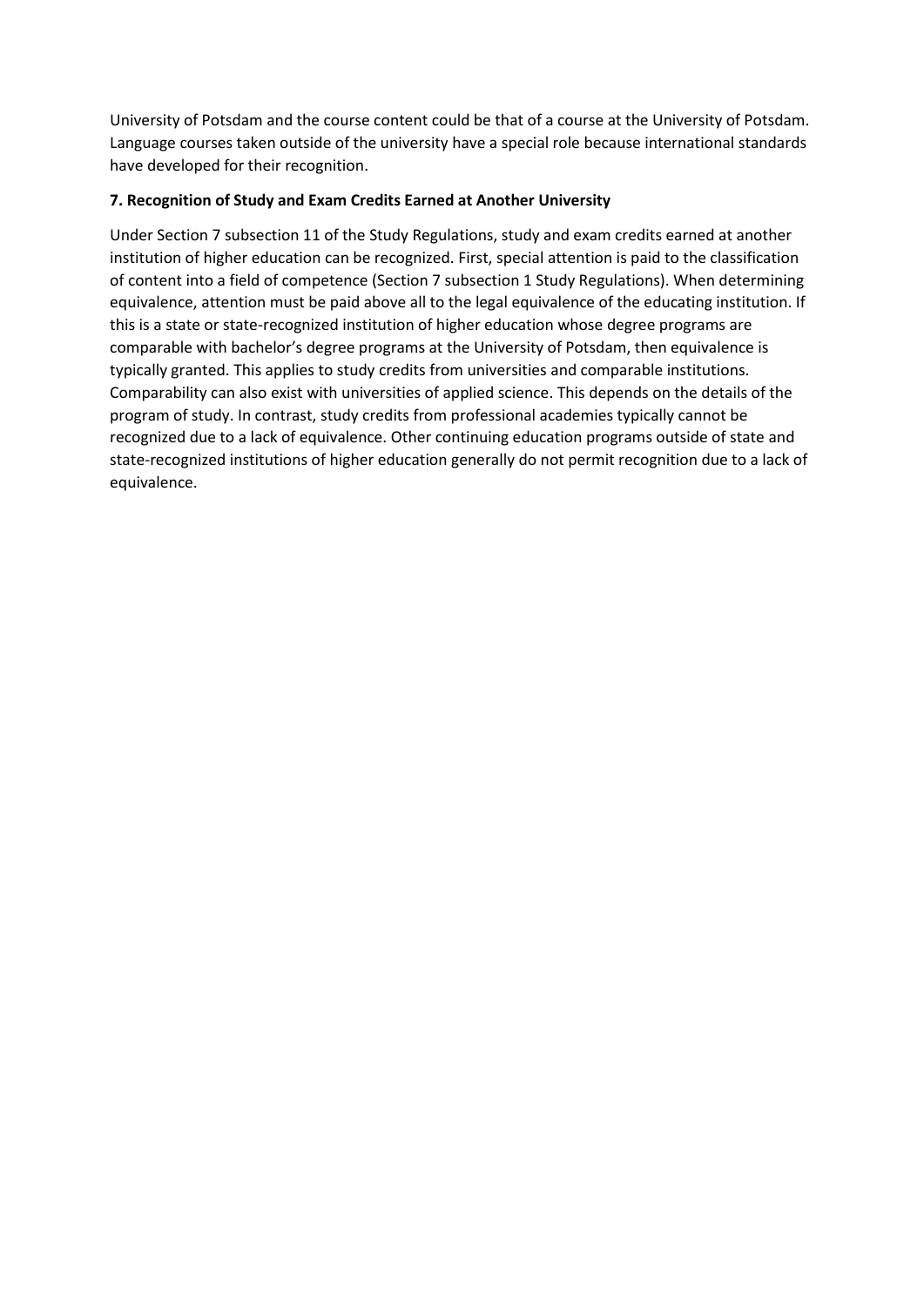University of Potsdam and the course content could be that of a course at the University of Potsdam. Language courses taken outside of the university have a special role because international standards have developed for their recognition.

**7. Recognition of Study and Exam Credits Earned at Another University**

Under Section 7 subsection 11 of the Study Regulations, study and exam credits earned at another institution of higher education can be recognized. First, special attention is paid to the classification of content into a field of competence (Section 7 subsection 1 Study Regulations). When determining equivalence, attention must be paid above all to the legal equivalence of the educating institution. If this is a state or state-recognized institution of higher education whose degree programs are comparable with bachelor's degree programs at the University of Potsdam, then equivalence is typically granted. This applies to study credits from universities and comparable institutions. Comparability can also exist with universities of applied science. This depends on the details of the program of study. In contrast, study credits from professional academies typically cannot be recognized due to a lack of equivalence. Other continuing education programs outside of state and state-recognized institutions of higher education generally do not permit recognition due to a lack of equivalence.